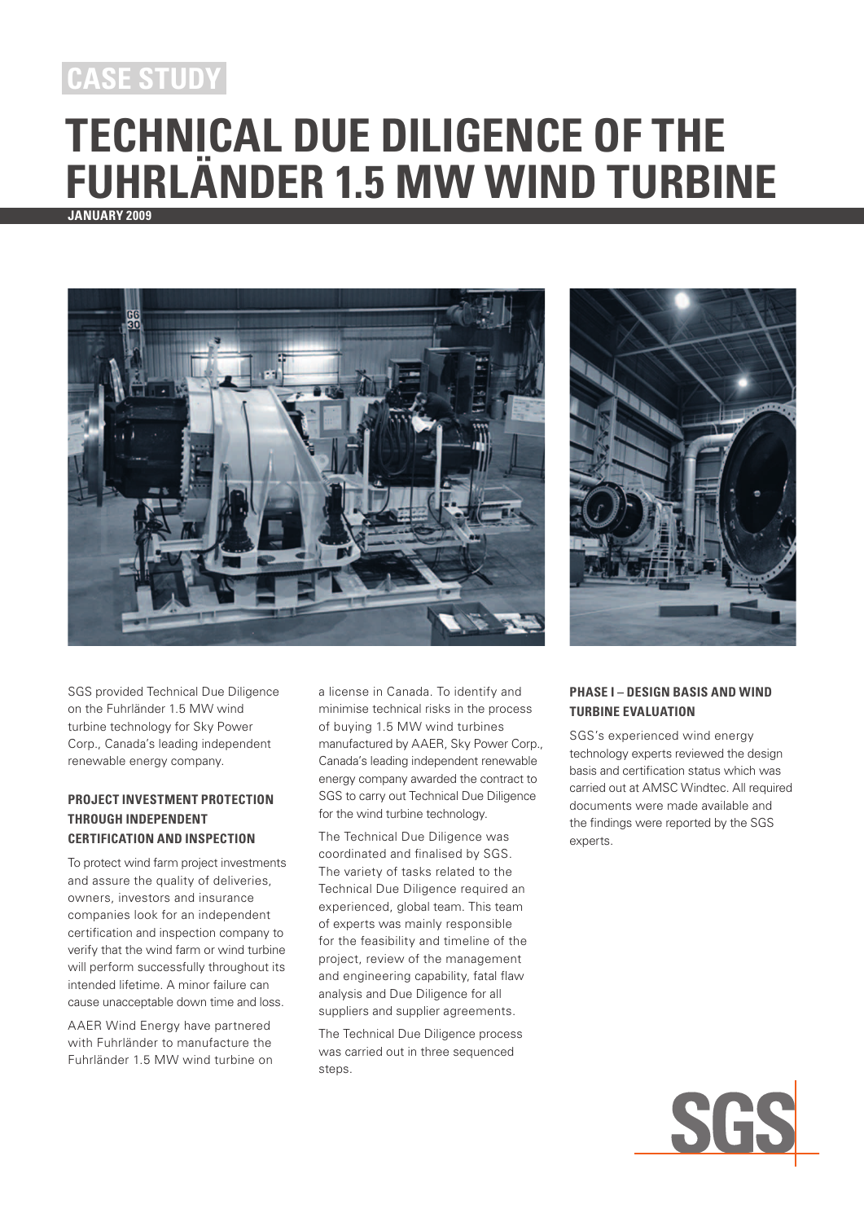CASE STUDY

# TECHNICAL DUE DILIGENCE OF THE FUHRLÄNDER 1.5 MW WIND TURBINE

**JANUARY 2009**

SGS provided Technical Due Diligence on the Fuhrländer 1.5 MW wind turbine technology for Sky Power Corp., Canada's leading independent renewable energy company.

### PROJECT INVESTMENT PROTECTION THROUGH INDEPENDENT CERTIFICATION AND INSPECTION

To protect wind farm project investments and assure the quality of deliveries, owners, investors and insurance companies look for an independent certification and inspection company to verify that the wind farm or wind turbine will perform successfully throughout its intended lifetime. A minor failure can cause unacceptable down time and loss.

AAER Wind Energy have partnered with Fuhrländer to manufacture the Fuhrländer 1.5 MW wind turbine on a license in Canada. To identify and minimise technical risks in the process of buying 1.5 MW wind turbines manufactured by AAER, Sky Power Corp., Canada's leading independent renewable energy company awarded the contract to SGS to carry out Technical Due Diligence for the wind turbine technology.

The Technical Due Diligence was coordinated and finalised by SGS. The variety of tasks related to the Technical Due Diligence required an experienced, global team. This team of experts was mainly responsible for the feasibility and timeline of the project, review of the management and engineering capability, fatal flaw analysis and Due Diligence for all suppliers and supplier agreements.

The Technical Due Diligence process was carried out in three sequenced steps.

### PHASE I – DESIGN BASIS AND WIND TURBINE EVALUATION

SGS's experienced wind energy technology experts reviewed the design basis and certification status which was carried out at AMSC Windtec. All required documents were made available and the findings were reported by the SGS experts.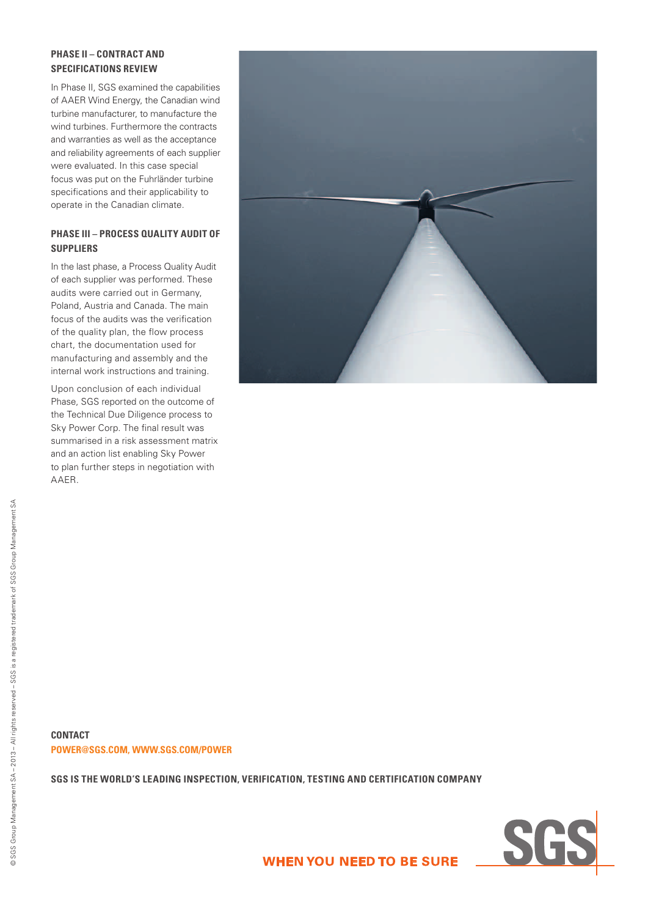## PHASE II – CONTRACT AND SPECIFICATIONS REVIEW

In Phase II, SGS examined the capabilities of AAER Wind Energy, the Canadian wind turbine manufacturer, to manufacture the wind turbines. Furthermore the contracts and warranties as well as the acceptance and reliability agreements of each supplier were evaluated. In this case special focus was put on the Fuhrländer turbine specifications and their applicability to operate in the Canadian climate.

## PHASE III – PROCESS QUALITY AUDIT OF SUPPLIERS

In the last phase, a Process Quality Audit of each supplier was performed. These audits were carried out in Germany, Poland, Austria and Canada. The main focus of the audits was the verification of the quality plan, the flow process chart, the documentation used for manufacturing and assembly and the internal work instructions and training.

Upon conclusion of each individual Phase, SGS reported on the outcome of the Technical Due Diligence process to Sky Power Corp. The final result was summarised in a risk assessment matrix and an action list enabling Sky Power to plan further steps in negotiation with AAER.

**CONTACT**
**POWER@SGS.COM, WWW.SGS.COM/POWER**

**SGS IS THE WORLD'S LEADING INSPECTION, VERIFICATION, TESTING AND CERTIFICATION COMPANY**

WHEN YOU NEED TO BE SURE

SGS

© SGS Group Management SA – 2013 – All rights reserved – SGS is a registered trademark of SGS Group Management SA